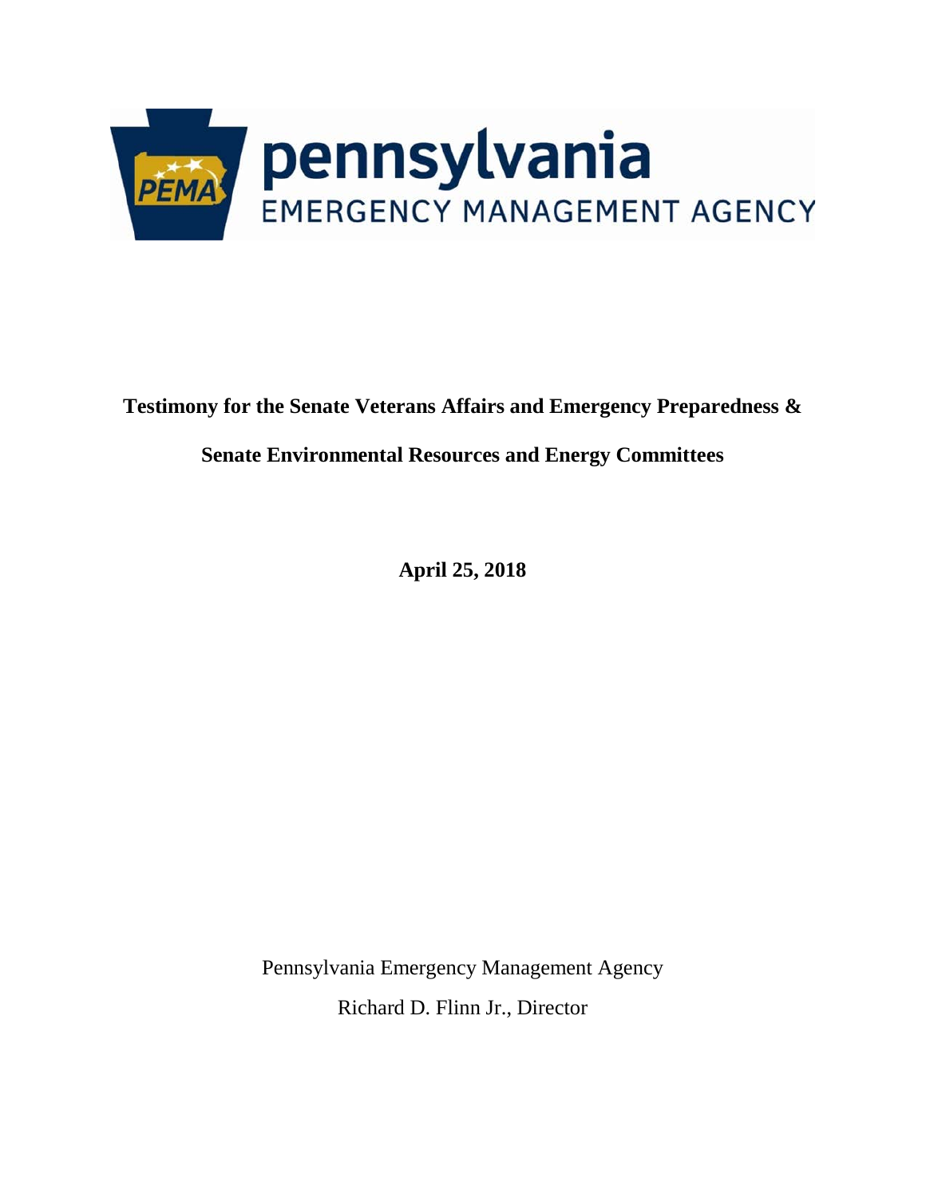**pennsylvania**
EMERGENCY MANAGEMENT AGENCY

**Testimony for the Senate Veterans Affairs and Emergency Preparedness &**

**Senate Environmental Resources and Energy Committees**

**April 25, 2018**

Pennsylvania Emergency Management Agency

Richard D. Flinn Jr., Director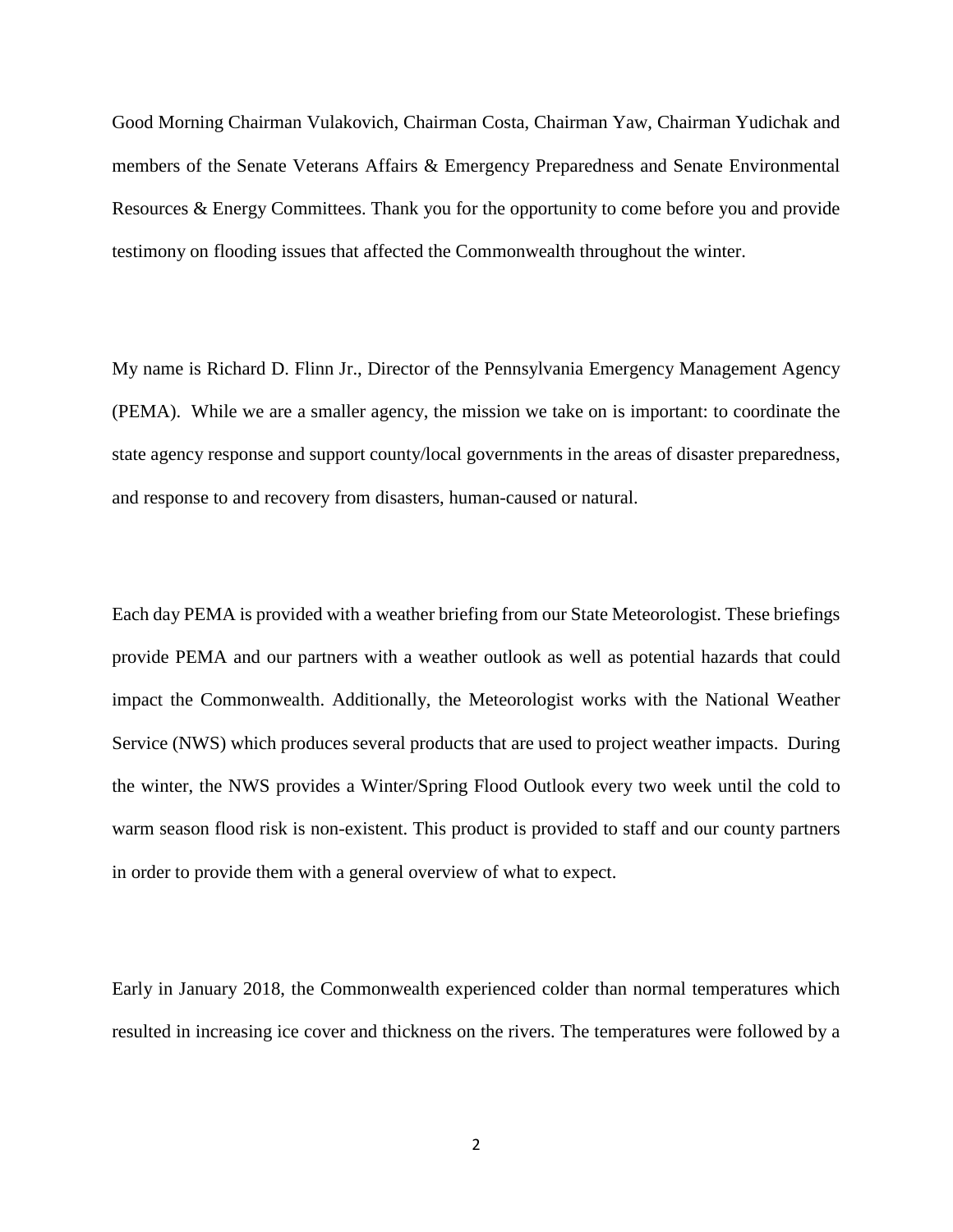Good Morning Chairman Vulakovich, Chairman Costa, Chairman Yaw, Chairman Yudichak and members of the Senate Veterans Affairs & Emergency Preparedness and Senate Environmental Resources & Energy Committees. Thank you for the opportunity to come before you and provide testimony on flooding issues that affected the Commonwealth throughout the winter.

My name is Richard D. Flinn Jr., Director of the Pennsylvania Emergency Management Agency (PEMA). While we are a smaller agency, the mission we take on is important: to coordinate the state agency response and support county/local governments in the areas of disaster preparedness, and response to and recovery from disasters, human-caused or natural.

Each day PEMA is provided with a weather briefing from our State Meteorologist. These briefings provide PEMA and our partners with a weather outlook as well as potential hazards that could impact the Commonwealth. Additionally, the Meteorologist works with the National Weather Service (NWS) which produces several products that are used to project weather impacts. During the winter, the NWS provides a Winter/Spring Flood Outlook every two week until the cold to warm season flood risk is non-existent. This product is provided to staff and our county partners in order to provide them with a general overview of what to expect.

Early in January 2018, the Commonwealth experienced colder than normal temperatures which resulted in increasing ice cover and thickness on the rivers. The temperatures were followed by a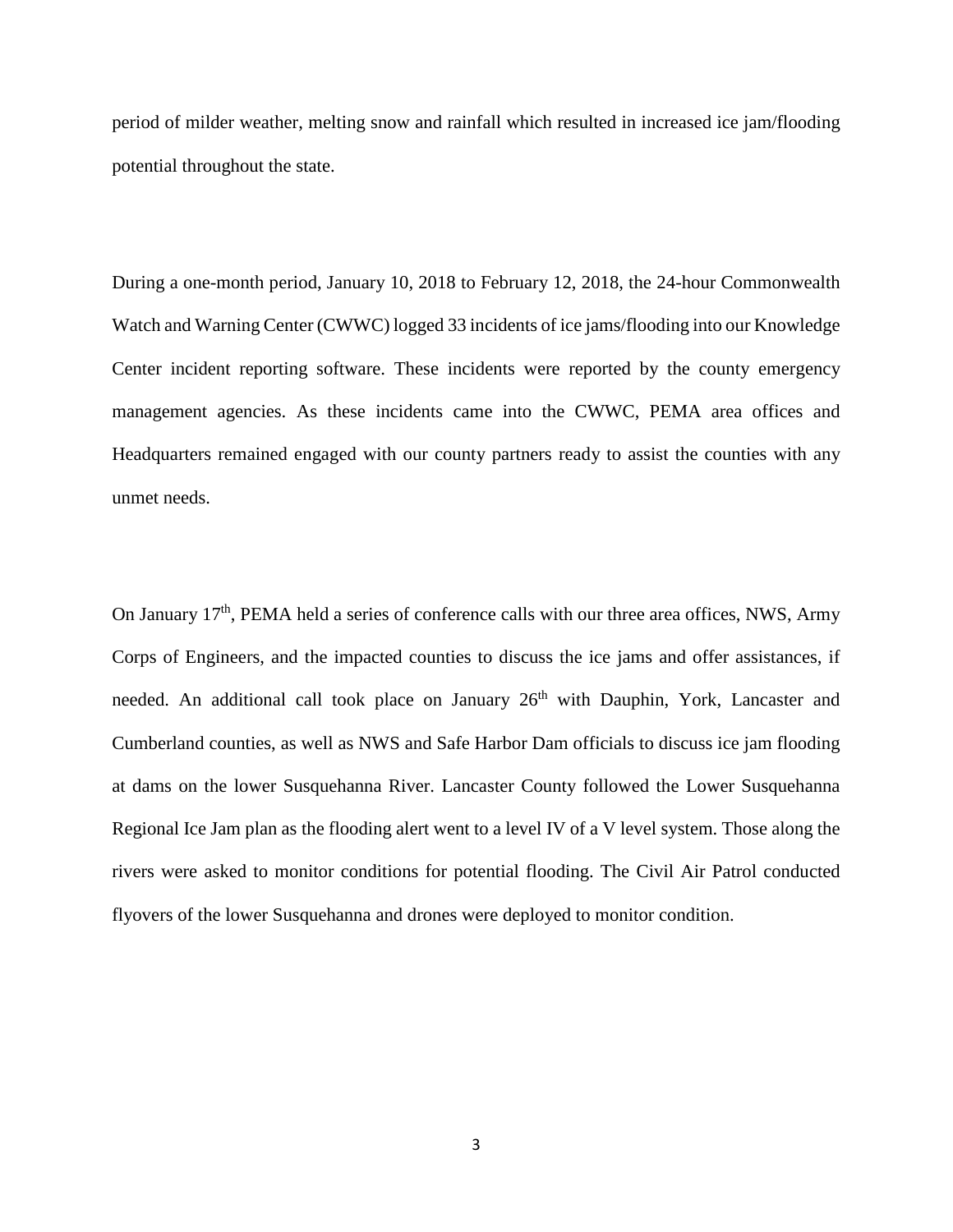period of milder weather, melting snow and rainfall which resulted in increased ice jam/flooding potential throughout the state.

During a one-month period, January 10, 2018 to February 12, 2018, the 24-hour Commonwealth Watch and Warning Center (CWWC) logged 33 incidents of ice jams/flooding into our Knowledge Center incident reporting software. These incidents were reported by the county emergency management agencies. As these incidents came into the CWWC, PEMA area offices and Headquarters remained engaged with our county partners ready to assist the counties with any unmet needs.

On January 17th, PEMA held a series of conference calls with our three area offices, NWS, Army Corps of Engineers, and the impacted counties to discuss the ice jams and offer assistances, if needed. An additional call took place on January 26th with Dauphin, York, Lancaster and Cumberland counties, as well as NWS and Safe Harbor Dam officials to discuss ice jam flooding at dams on the lower Susquehanna River. Lancaster County followed the Lower Susquehanna Regional Ice Jam plan as the flooding alert went to a level IV of a V level system. Those along the rivers were asked to monitor conditions for potential flooding. The Civil Air Patrol conducted flyovers of the lower Susquehanna and drones were deployed to monitor condition.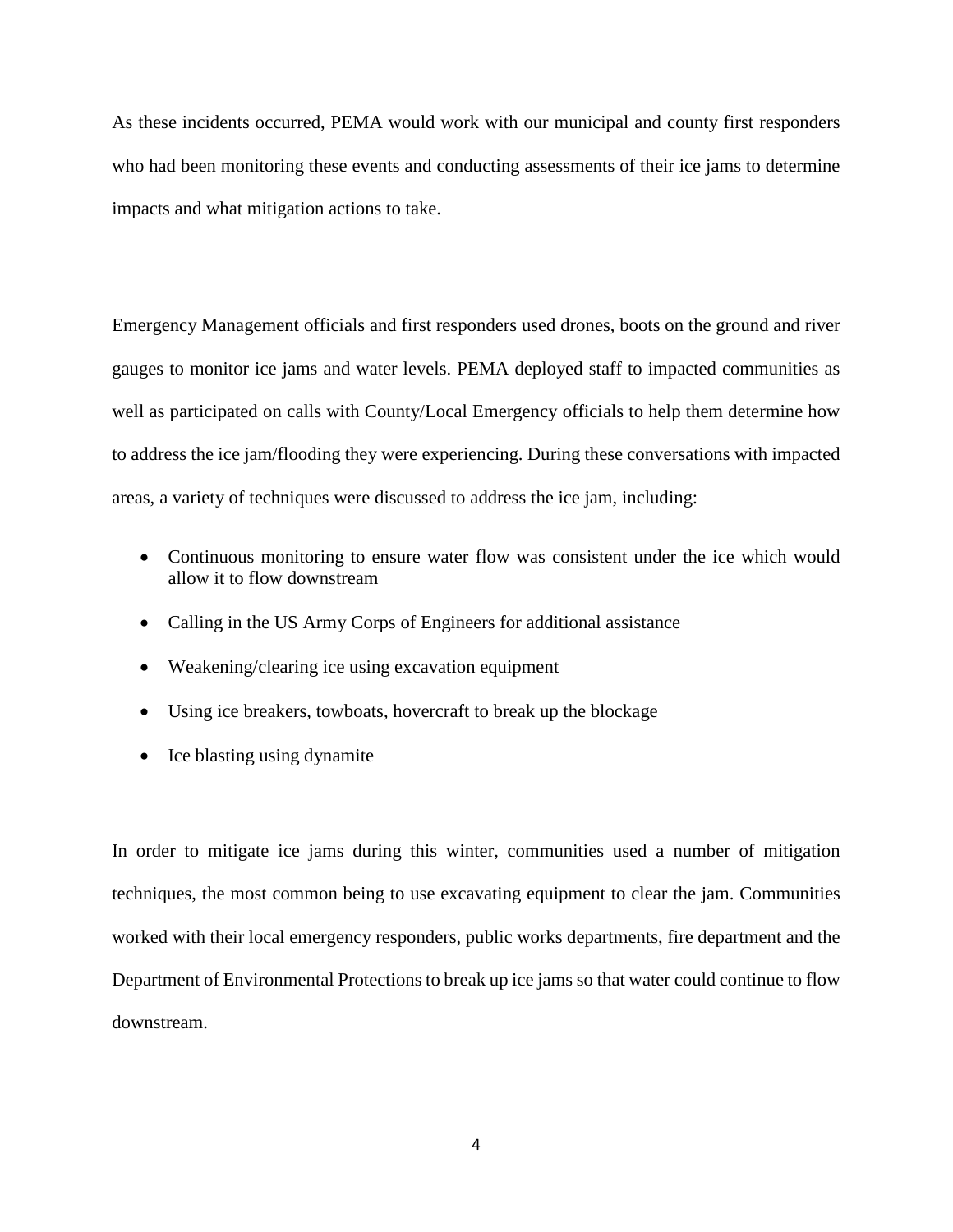As these incidents occurred, PEMA would work with our municipal and county first responders who had been monitoring these events and conducting assessments of their ice jams to determine impacts and what mitigation actions to take.

Emergency Management officials and first responders used drones, boots on the ground and river gauges to monitor ice jams and water levels. PEMA deployed staff to impacted communities as well as participated on calls with County/Local Emergency officials to help them determine how to address the ice jam/flooding they were experiencing. During these conversations with impacted areas, a variety of techniques were discussed to address the ice jam, including:

- Continuous monitoring to ensure water flow was consistent under the ice which would allow it to flow downstream
- Calling in the US Army Corps of Engineers for additional assistance
- Weakening/clearing ice using excavation equipment
- Using ice breakers, towboats, hovercraft to break up the blockage
- Ice blasting using dynamite

In order to mitigate ice jams during this winter, communities used a number of mitigation techniques, the most common being to use excavating equipment to clear the jam. Communities worked with their local emergency responders, public works departments, fire department and the Department of Environmental Protections to break up ice jams so that water could continue to flow downstream.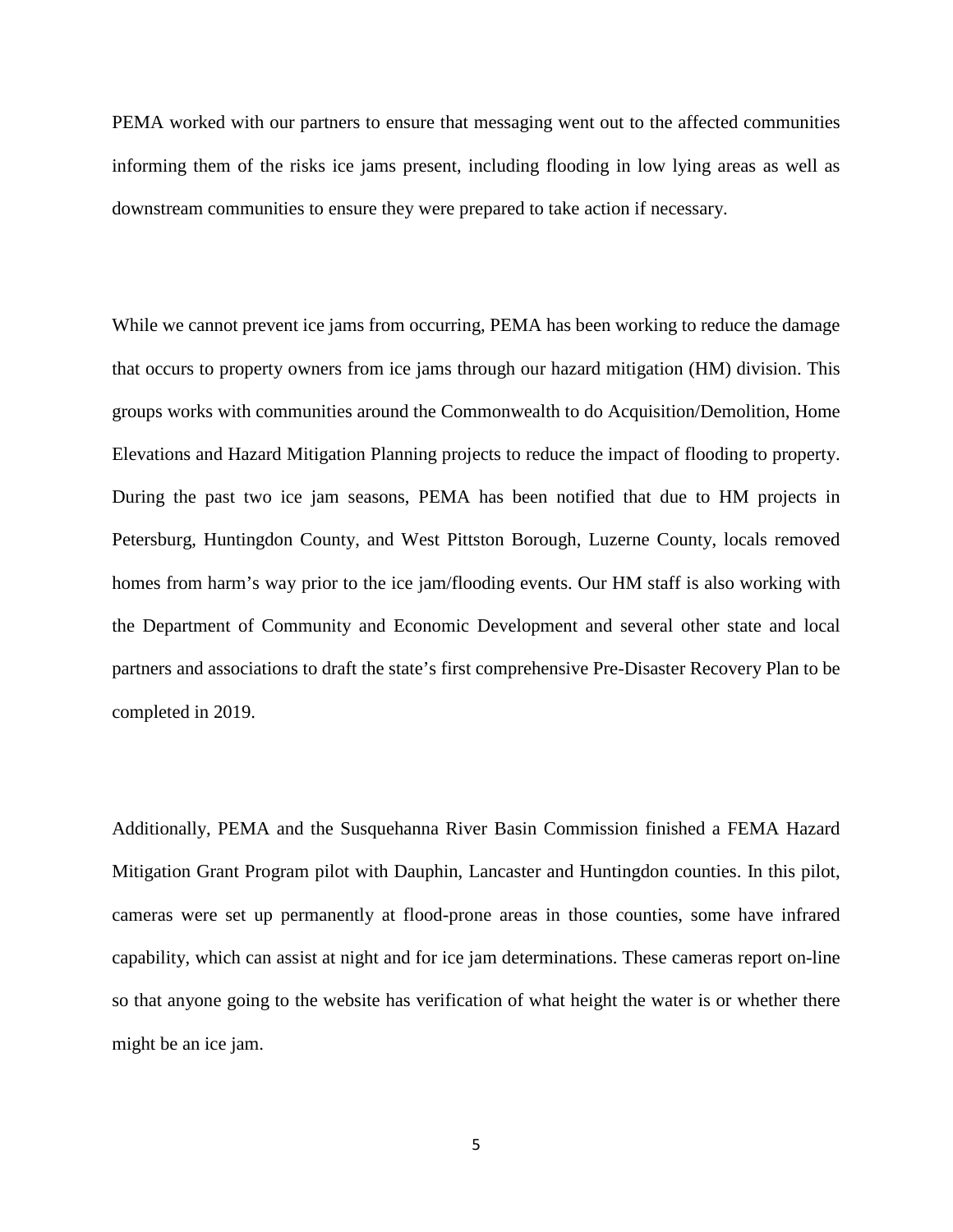PEMA worked with our partners to ensure that messaging went out to the affected communities informing them of the risks ice jams present, including flooding in low lying areas as well as downstream communities to ensure they were prepared to take action if necessary.

While we cannot prevent ice jams from occurring, PEMA has been working to reduce the damage that occurs to property owners from ice jams through our hazard mitigation (HM) division. This groups works with communities around the Commonwealth to do Acquisition/Demolition, Home Elevations and Hazard Mitigation Planning projects to reduce the impact of flooding to property. During the past two ice jam seasons, PEMA has been notified that due to HM projects in Petersburg, Huntingdon County, and West Pittston Borough, Luzerne County, locals removed homes from harm's way prior to the ice jam/flooding events. Our HM staff is also working with the Department of Community and Economic Development and several other state and local partners and associations to draft the state's first comprehensive Pre-Disaster Recovery Plan to be completed in 2019.

Additionally, PEMA and the Susquehanna River Basin Commission finished a FEMA Hazard Mitigation Grant Program pilot with Dauphin, Lancaster and Huntingdon counties. In this pilot, cameras were set up permanently at flood-prone areas in those counties, some have infrared capability, which can assist at night and for ice jam determinations. These cameras report on-line so that anyone going to the website has verification of what height the water is or whether there might be an ice jam.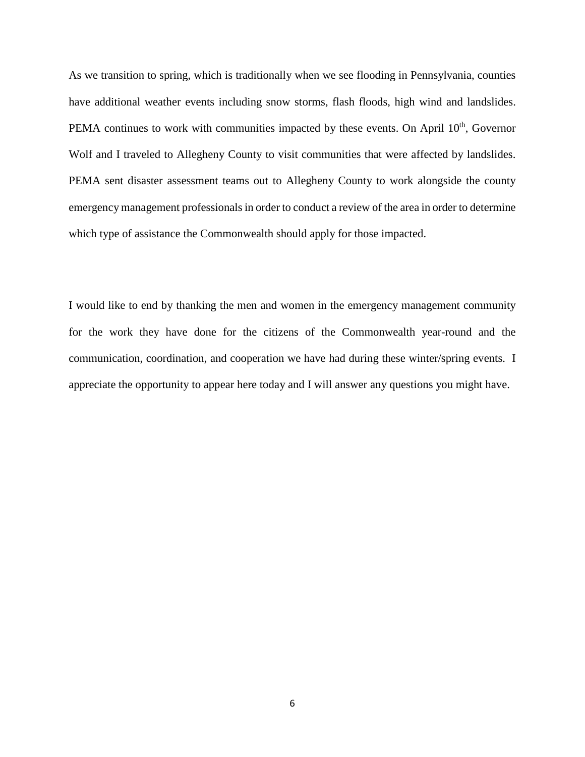As we transition to spring, which is traditionally when we see flooding in Pennsylvania, counties have additional weather events including snow storms, flash floods, high wind and landslides. PEMA continues to work with communities impacted by these events. On April 10th, Governor Wolf and I traveled to Allegheny County to visit communities that were affected by landslides. PEMA sent disaster assessment teams out to Allegheny County to work alongside the county emergency management professionals in order to conduct a review of the area in order to determine which type of assistance the Commonwealth should apply for those impacted.

I would like to end by thanking the men and women in the emergency management community for the work they have done for the citizens of the Commonwealth year-round and the communication, coordination, and cooperation we have had during these winter/spring events. I appreciate the opportunity to appear here today and I will answer any questions you might have.